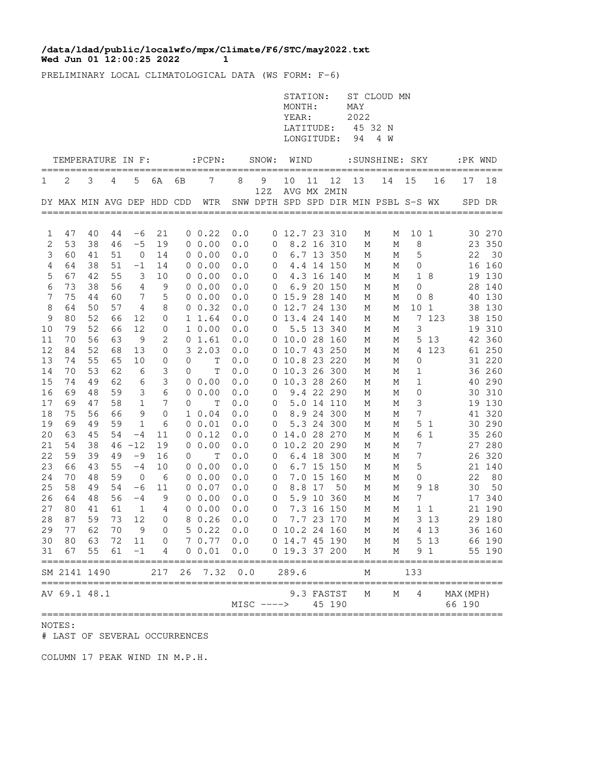**/data/ldad/public/localwfo/mpx/Climate/F6/STC/may2022.txt**
**Wed Jun 01 12:00:25 2022**

PRELIMINARY LOCAL CLIMATOLOGICAL DATA (WS FORM: F-6)

STATION: ST CLOUD MN
MONTH: MAY
YEAR: 2022
LATITUDE: 45 32 N
LONGITUDE: 94 4 W

| TEMPERATURE IN F: | | | | | | | :PCPN: | SNOW: | | WIND | | | :SUNSHINE: | | SKY | | :PK WND | |
|---|---|---|---|---|---|---|---|---|---|---|---|---|---|---|---|---|---|---|
| 1 | 2 | 3 | 4 | 5 | 6A | 6B | 7 | 8 | 9 12Z | 10 | 11 | 12 | 13 | 14 | 15 | 16 | 17 | 18 |
| DY | MAX | MIN | AVG | DEP | HDD | CDD | WTR | SNW | DPTH | AVG SPD | MX SPD | 2MIN DIR | MIN | PSBL | S-S | WX | SPD | DR |
| 1 | 47 | 40 | 44 | -6 | 21 | 0 | 0.22 | 0.0 | 0 | 12.7 | 23 | 310 | M | M | 10 | 1 | 30 | 270 |
| 2 | 53 | 38 | 46 | -5 | 19 | 0 | 0.00 | 0.0 | 0 | 8.2 | 16 | 310 | M | M | 8 | | 23 | 350 |
| 3 | 60 | 41 | 51 | 0 | 14 | 0 | 0.00 | 0.0 | 0 | 6.7 | 13 | 350 | M | M | 5 | | 22 | 30 |
| 4 | 64 | 38 | 51 | -1 | 14 | 0 | 0.00 | 0.0 | 0 | 4.4 | 14 | 150 | M | M | 0 | | 16 | 160 |
| 5 | 67 | 42 | 55 | 3 | 10 | 0 | 0.00 | 0.0 | 0 | 4.3 | 16 | 140 | M | M | 1 | 8 | 19 | 130 |
| 6 | 73 | 38 | 56 | 4 | 9 | 0 | 0.00 | 0.0 | 0 | 6.9 | 20 | 150 | M | M | 0 | | 28 | 140 |
| 7 | 75 | 44 | 60 | 7 | 5 | 0 | 0.00 | 0.0 | 0 | 15.9 | 28 | 140 | M | M | 0 | 8 | 40 | 130 |
| 8 | 64 | 50 | 57 | 4 | 8 | 0 | 0.32 | 0.0 | 0 | 12.7 | 24 | 130 | M | M | 10 | 1 | 38 | 130 |
| 9 | 80 | 52 | 66 | 12 | 0 | 1 | 1.64 | 0.0 | 0 | 13.4 | 24 | 140 | M | M | 7 | 123 | 38 | 150 |
| 10 | 79 | 52 | 66 | 12 | 0 | 1 | 0.00 | 0.0 | 0 | 5.5 | 13 | 340 | M | M | 3 | | 19 | 310 |
| 11 | 70 | 56 | 63 | 9 | 2 | 0 | 1.61 | 0.0 | 0 | 10.0 | 28 | 160 | M | M | 5 | 13 | 42 | 360 |
| 12 | 84 | 52 | 68 | 13 | 0 | 3 | 2.03 | 0.0 | 0 | 10.7 | 43 | 250 | M | M | 4 | 123 | 61 | 250 |
| 13 | 74 | 55 | 65 | 10 | 0 | 0 | T | 0.0 | 0 | 10.8 | 23 | 220 | M | M | 0 | | 31 | 220 |
| 14 | 70 | 53 | 62 | 6 | 3 | 0 | T | 0.0 | 0 | 10.3 | 26 | 300 | M | M | 1 | | 36 | 260 |
| 15 | 74 | 49 | 62 | 6 | 3 | 0 | 0.00 | 0.0 | 0 | 10.3 | 28 | 260 | M | M | 1 | | 40 | 290 |
| 16 | 69 | 48 | 59 | 3 | 6 | 0 | 0.00 | 0.0 | 0 | 9.4 | 22 | 290 | M | M | 0 | | 30 | 310 |
| 17 | 69 | 47 | 58 | 1 | 7 | 0 | T | 0.0 | 0 | 5.0 | 14 | 110 | M | M | 3 | | 19 | 130 |
| 18 | 75 | 56 | 66 | 9 | 0 | 1 | 0.04 | 0.0 | 0 | 8.9 | 24 | 300 | M | M | 7 | | 41 | 320 |
| 19 | 69 | 49 | 59 | 1 | 6 | 0 | 0.01 | 0.0 | 0 | 5.3 | 24 | 300 | M | M | 5 | 1 | 30 | 290 |
| 20 | 63 | 45 | 54 | -4 | 11 | 0 | 0.12 | 0.0 | 0 | 14.0 | 28 | 270 | M | M | 6 | 1 | 35 | 260 |
| 21 | 54 | 38 | 46 | -12 | 19 | 0 | 0.00 | 0.0 | 0 | 10.2 | 20 | 290 | M | M | 7 | | 27 | 280 |
| 22 | 59 | 39 | 49 | -9 | 16 | 0 | T | 0.0 | 0 | 6.4 | 18 | 300 | M | M | 7 | | 26 | 320 |
| 23 | 66 | 43 | 55 | -4 | 10 | 0 | 0.00 | 0.0 | 0 | 6.7 | 15 | 150 | M | M | 5 | | 21 | 140 |
| 24 | 70 | 48 | 59 | 0 | 6 | 0 | 0.00 | 0.0 | 0 | 7.0 | 15 | 160 | M | M | 0 | | 22 | 80 |
| 25 | 58 | 49 | 54 | -6 | 11 | 0 | 0.07 | 0.0 | 0 | 8.8 | 17 | 50 | M | M | 9 | 18 | 30 | 50 |
| 26 | 64 | 48 | 56 | -4 | 9 | 0 | 0.00 | 0.0 | 0 | 5.9 | 10 | 360 | M | M | 7 | | 17 | 340 |
| 27 | 80 | 41 | 61 | 1 | 4 | 0 | 0.00 | 0.0 | 0 | 7.3 | 16 | 150 | M | M | 1 | 1 | 21 | 190 |
| 28 | 87 | 59 | 73 | 12 | 0 | 8 | 0.26 | 0.0 | 0 | 7.7 | 23 | 170 | M | M | 3 | 13 | 29 | 180 |
| 29 | 77 | 62 | 70 | 9 | 0 | 5 | 0.22 | 0.0 | 0 | 10.2 | 24 | 160 | M | M | 4 | 13 | 36 | 160 |
| 30 | 80 | 63 | 72 | 11 | 0 | 7 | 0.77 | 0.0 | 0 | 14.7 | 45 | 190 | M | M | 5 | 13 | 66 | 190 |
| 31 | 67 | 55 | 61 | -1 | 4 | 0 | 0.01 | 0.0 | 0 | 19.3 | 37 | 200 | M | M | 9 | 1 | 55 | 190 |
| SM | 2141 | 1490 | | | 217 | 26 | 7.32 | 0.0 | | 289.6 | | | M | | 133 | | | |
| AV | 69.1 | 48.1 | | | | | | | | 9.3 | FASTST | | M | M | 4 | | MAX(MPH) | |
| | | | | | | | | MISC ----> | | | 45 | 190 | | | | | 66 | 190 |

NOTES:
# LAST OF SEVERAL OCCURRENCES

COLUMN 17 PEAK WIND IN M.P.H.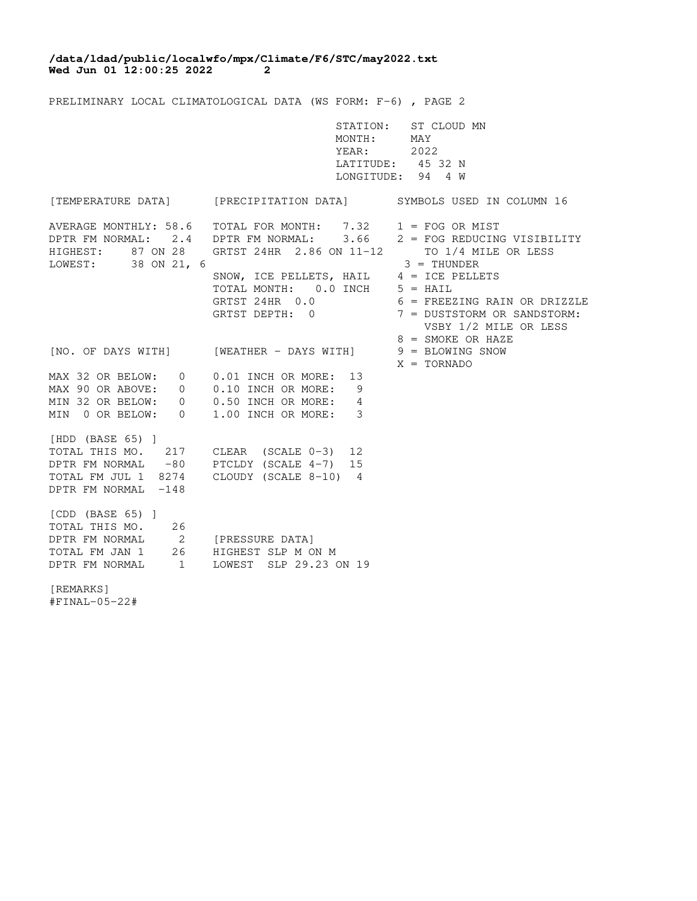**/data/ldad/public/localwfo/mpx/Climate/F6/STC/may2022.txt**
**Wed Jun 01 12:00:25 2022 2**

PRELIMINARY LOCAL CLIMATOLOGICAL DATA (WS FORM: F-6) , PAGE 2

STATION: ST CLOUD MN
MONTH: MAY
YEAR: 2022
LATITUDE: 45 32 N
LONGITUDE: 94 4 W

[TEMPERATURE DATA]

AVERAGE MONTHLY: 58.6
DPTR FM NORMAL: 2.4
HIGHEST: 87 ON 28
LOWEST: 38 ON 21, 6

[PRECIPITATION DATA]

TOTAL FOR MONTH: 7.32
DPTR FM NORMAL: 3.66
GRTST 24HR 2.86 ON 11-12

SNOW, ICE PELLETS, HAIL
TOTAL MONTH: 0.0 INCH
GRTST 24HR 0.0
GRTST DEPTH: 0

SYMBOLS USED IN COLUMN 16

1 = FOG OR MIST
2 = FOG REDUCING VISIBILITY TO 1/4 MILE OR LESS
3 = THUNDER
4 = ICE PELLETS
5 = HAIL
6 = FREEZING RAIN OR DRIZZLE
7 = DUSTSTORM OR SANDSTORM: VSBY 1/2 MILE OR LESS
8 = SMOKE OR HAZE
9 = BLOWING SNOW
X = TORNADO

[NO. OF DAYS WITH]

MAX 32 OR BELOW: 0
MAX 90 OR ABOVE: 0
MIN 32 OR BELOW: 0
MIN 0 OR BELOW: 0

[WEATHER - DAYS WITH]

0.01 INCH OR MORE: 13
0.10 INCH OR MORE: 9
0.50 INCH OR MORE: 4
1.00 INCH OR MORE: 3

[HDD (BASE 65) ]
TOTAL THIS MO. 217
DPTR FM NORMAL -80
TOTAL FM JUL 1 8274
DPTR FM NORMAL -148

CLEAR (SCALE 0-3) 12
PTCLDY (SCALE 4-7) 15
CLOUDY (SCALE 8-10) 4

[CDD (BASE 65) ]
TOTAL THIS MO. 26
DPTR FM NORMAL 2
TOTAL FM JAN 1 26
DPTR FM NORMAL 1

[PRESSURE DATA]
HIGHEST SLP M ON M
LOWEST SLP 29.23 ON 19

[REMARKS]
#FINAL-05-22#